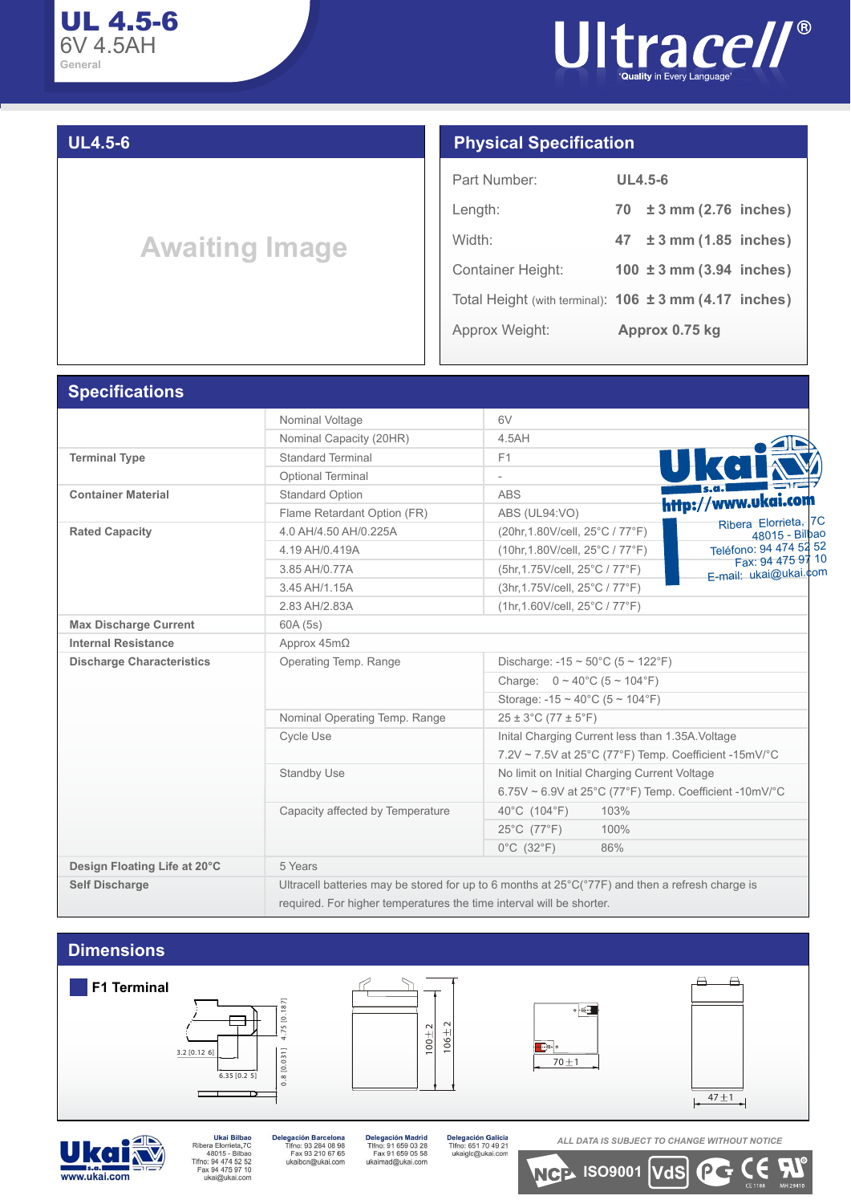# UL 4.5-6

6V 4.5AH

General

Ultracell®

'Quality in Every Language'

## UL4.5-6

Awaiting Image

## Physical Specification

| | |
|---|---|
| Part Number: | UL4.5-6 |
| Length: | 70 ± 3 mm (2.76 inches) |
| Width: | 47 ± 3 mm (1.85 inches) |
| Container Height: | 100 ± 3 mm (3.94 inches) |
| Total Height (with terminal): | 106 ± 3 mm (4.17 inches) |
| Approx Weight: | Approx 0.75 kg |

## Specifications

| | | |
|---|---|---|
| | Nominal Voltage | 6V |
| | Nominal Capacity (20HR) | 4.5AH |
| **Terminal Type** | Standard Terminal | F1 |
| | Optional Terminal | - |
| **Container Material** | Standard Option | ABS |
| | Flame Retardant Option (FR) | ABS (UL94:VO) |
| **Rated Capacity** | 4.0 AH/4.50 AH/0.225A | (20hr,1.80V/cell, 25°C / 77°F) |
| | 4.19 AH/0.419A | (10hr,1.80V/cell, 25°C / 77°F) |
| | 3.85 AH/0.77A | (5hr,1.75V/cell, 25°C / 77°F) |
| | 3.45 AH/1.15A | (3hr,1.75V/cell, 25°C / 77°F) |
| | 2.83 AH/2.83A | (1hr,1.60V/cell, 25°C / 77°F) |
| **Max Discharge Current** | 60A (5s) | |
| **Internal Resistance** | Approx 45mΩ | |
| **Discharge Characteristics** | Operating Temp. Range | Discharge: -15 ~ 50°C (5 ~ 122°F) |
| | | Charge: 0 ~ 40°C (5 ~ 104°F) |
| | | Storage: -15 ~ 40°C (5 ~ 104°F) |
| | Nominal Operating Temp. Range | 25 ± 3°C (77 ± 5°F) |
| | Cycle Use | Inital Charging Current less than 1.35A.Voltage 7.2V ~ 7.5V at 25°C (77°F) Temp. Coefficient -15mV/°C |
| | Standby Use | No limit on Initial Charging Current Voltage 6.75V ~ 6.9V at 25°C (77°F) Temp. Coefficient -10mV/°C |
| | Capacity affected by Temperature | 40°C (104°F) 103% |
| | | 25°C (77°F) 100% |
| | | 0°C (32°F) 86% |
| **Design Floating Life at 20°C** | 5 Years | |
| **Self Discharge** | Ultracell batteries may be stored for up to 6 months at 25°C(°77F) and then a refresh charge is required. For higher temperatures the time interval will be shorter. | |

Ukai s.a.
http://www.ukai.com
Ribera Elorrieta, 7C
48015 - Bilbao
Teléfono: 94 474 52 52
Fax: 94 475 97 10
E-mail: ukai@ukai.com

## Dimensions

**F1 Terminal**

3.2 [0.12 6]
6.35 [0.2 5]
4.75 [0.187]
0.8 [0.031]

100±2
106±2
70±1
47±1

Ukai Bilbao
Ribera Elorrieta,7C
48015 - Bilbao
Tlfno: 94 474 52 52
Fax 94 475 97 10
ukai@ukai.com

Delegación Barcelona
Tlfno: 93 284 08 98
Fax 93 210 67 65
ukaibcn@ukai.com

Delegación Madrid
Tlfno: 91 659 03 28
Fax 91 659 05 58
ukaimad@ukai.com

Delegación Galicia
Tlfno: 651 70 49 21
ukaiglc@ukai.com

*ALL DATA IS SUBJECT TO CHANGE WITHOUT NOTICE*

www.ukai.com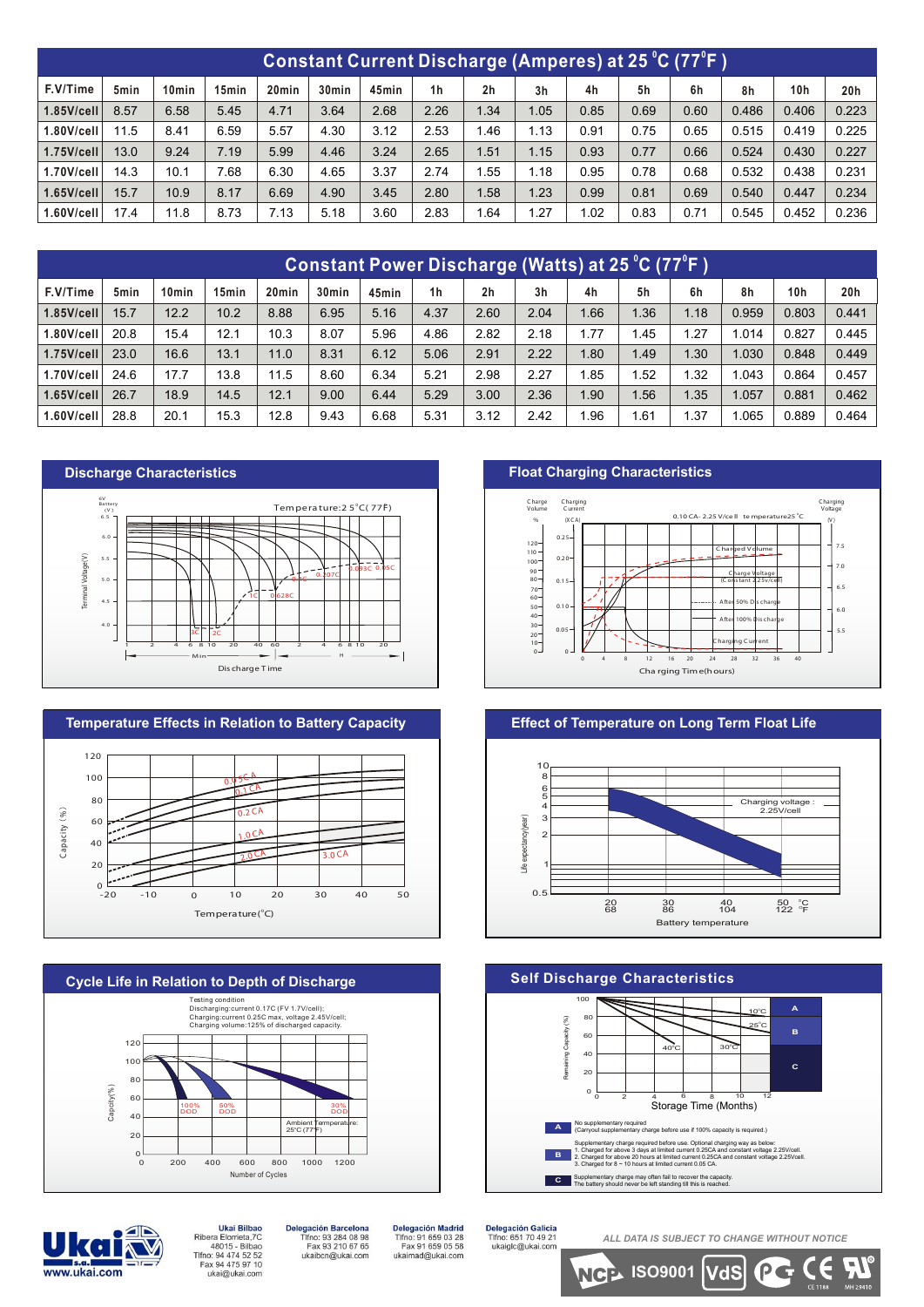## Constant Current Discharge (Amperes) at 25 °C (77°F )

| F.V/Time | 5min | 10min | 15min | 20min | 30min | 45min | 1h | 2h | 3h | 4h | 5h | 6h | 8h | 10h | 20h |
|---|---|---|---|---|---|---|---|---|---|---|---|---|---|---|---|
| 1.85V/cell | 8.57 | 6.58 | 5.45 | 4.71 | 3.64 | 2.68 | 2.26 | 1.34 | 1.05 | 0.85 | 0.69 | 0.60 | 0.486 | 0.406 | 0.223 |
| 1.80V/cell | 11.5 | 8.41 | 6.59 | 5.57 | 4.30 | 3.12 | 2.53 | 1.46 | 1.13 | 0.91 | 0.75 | 0.65 | 0.515 | 0.419 | 0.225 |
| 1.75V/cell | 13.0 | 9.24 | 7.19 | 5.99 | 4.46 | 3.24 | 2.65 | 1.51 | 1.15 | 0.93 | 0.77 | 0.66 | 0.524 | 0.430 | 0.227 |
| 1.70V/cell | 14.3 | 10.1 | 7.68 | 6.30 | 4.65 | 3.37 | 2.74 | 1.55 | 1.18 | 0.95 | 0.78 | 0.68 | 0.532 | 0.438 | 0.231 |
| 1.65V/cell | 15.7 | 10.9 | 8.17 | 6.69 | 4.90 | 3.45 | 2.80 | 1.58 | 1.23 | 0.99 | 0.81 | 0.69 | 0.540 | 0.447 | 0.234 |
| 1.60V/cell | 17.4 | 11.8 | 8.73 | 7.13 | 5.18 | 3.60 | 2.83 | 1.64 | 1.27 | 1.02 | 0.83 | 0.71 | 0.545 | 0.452 | 0.236 |

## Constant Power Discharge (Watts) at 25 °C (77°F )

| F.V/Time | 5min | 10min | 15min | 20min | 30min | 45min | 1h | 2h | 3h | 4h | 5h | 6h | 8h | 10h | 20h |
|---|---|---|---|---|---|---|---|---|---|---|---|---|---|---|---|
| 1.85V/cell | 15.7 | 12.2 | 10.2 | 8.88 | 6.95 | 5.16 | 4.37 | 2.60 | 2.04 | 1.66 | 1.36 | 1.18 | 0.959 | 0.803 | 0.441 |
| 1.80V/cell | 20.8 | 15.4 | 12.1 | 10.3 | 8.07 | 5.96 | 4.86 | 2.82 | 2.18 | 1.77 | 1.45 | 1.27 | 1.014 | 0.827 | 0.445 |
| 1.75V/cell | 23.0 | 16.6 | 13.1 | 11.0 | 8.31 | 6.12 | 5.06 | 2.91 | 2.22 | 1.80 | 1.49 | 1.30 | 1.030 | 0.848 | 0.449 |
| 1.70V/cell | 24.6 | 17.7 | 13.8 | 11.5 | 8.60 | 6.34 | 5.21 | 2.98 | 2.27 | 1.85 | 1.52 | 1.32 | 1.043 | 0.864 | 0.457 |
| 1.65V/cell | 26.7 | 18.9 | 14.5 | 12.1 | 9.00 | 6.44 | 5.29 | 3.00 | 2.36 | 1.90 | 1.56 | 1.35 | 1.057 | 0.881 | 0.462 |
| 1.60V/cell | 28.8 | 20.1 | 15.3 | 12.8 | 9.43 | 6.68 | 5.31 | 3.12 | 2.42 | 1.96 | 1.61 | 1.37 | 1.065 | 0.889 | 0.464 |

### Discharge Characteristics

6V Battery (V)
Temperature:25°C(77F)
Terminal Voltage(V)
3C 2C 1C 0.628C 0.4C 0.207C 0.093C 0.05C
1 2 4 6 8 10 20 40 60 2 4 6 8 10 20
Min H
Discharge Time

### Float Charging Characteristics

Charge Volume % | Charging Current (XCA) | Charging Voltage (V)
0.10 CA- 2.25 V/cell temperature25°C
Charged Volume
Charge Voltage (Constant 2.25v/cell)
After 50% Discharge
After 100% Discharge
Charging Current
0 4 8 12 16 20 24 28 32 36 40
Charging Time(hours)

### Temperature Effects in Relation to Battery Capacity

Capacity (%)
0.05C A
0.1 CA
0.2 CA
1.0 CA
2.0 CA
3.0 CA
-20 -10 0 10 20 30 40 50
Temperature(°C)

### Effect of Temperature on Long Term Float Life

Life expectancy(year)
Charging voltage : 2.25V/cell
20 68 | 30 86 | 40 104 | 50 122 °C °F
Battery temperature

### Cycle Life in Relation to Depth of Discharge

Testing condition
Discharging:current 0.17C (FV 1.7V/cell);
Charging:current 0.25C max, voltage 2.45V/cell;
Charging volume:125% of discharged capacity.

Capacity(%)
100% DOD
50% DOD
30% DOD
Ambient Temperature: 25°C (77°F)
0 200 400 600 800 1000 1200
Number of Cycles

### Self Discharge Characteristics

Remaining Capacity (%)
10°C 25°C 30°C 40°C
A B C
0 2 4 6 8 10 12
Storage Time (Months)

**A** No supplementary required
(Carryout supplementary charge before use if 100% capacity is required.)

**B** Supplementary charge required before use. Optional charging way as below:
1. Charged for above 3 days at limited current 0.25CA and constant voltage 2.25V/cell.
2. Charged for above 20 hours at limited current 0.25CA and constant voltage 2.25V/cell.
3. Charged for 8 ~ 10 hours at limited current 0.05 CA.

**C** Supplementary charge may often fail to recover the capacity.
The battery should never be left standing till this is reached.

---

Ukai s.a. www.ukai.com

**Ukai Bilbao**
Ribera Elorrieta,7C
48015 - Bilbao
Tlfno: 94 474 52 52
Fax 94 475 97 10
ukai@ukai.com

**Delegación Barcelona**
Tlfno: 93 284 08 98
Fax 93 210 67 65
ukaibcn@ukai.com

**Delegación Madrid**
Tlfno: 91 659 03 28
Fax 91 659 05 58
ukaimad@ukai.com

**Delegación Galicia**
Tlfno: 651 70 49 21
ukaiglc@ukai.com

*ALL DATA IS SUBJECT TO CHANGE WITHOUT NOTICE*

NCP ISO9001 VdS CE 1168 MH 29410